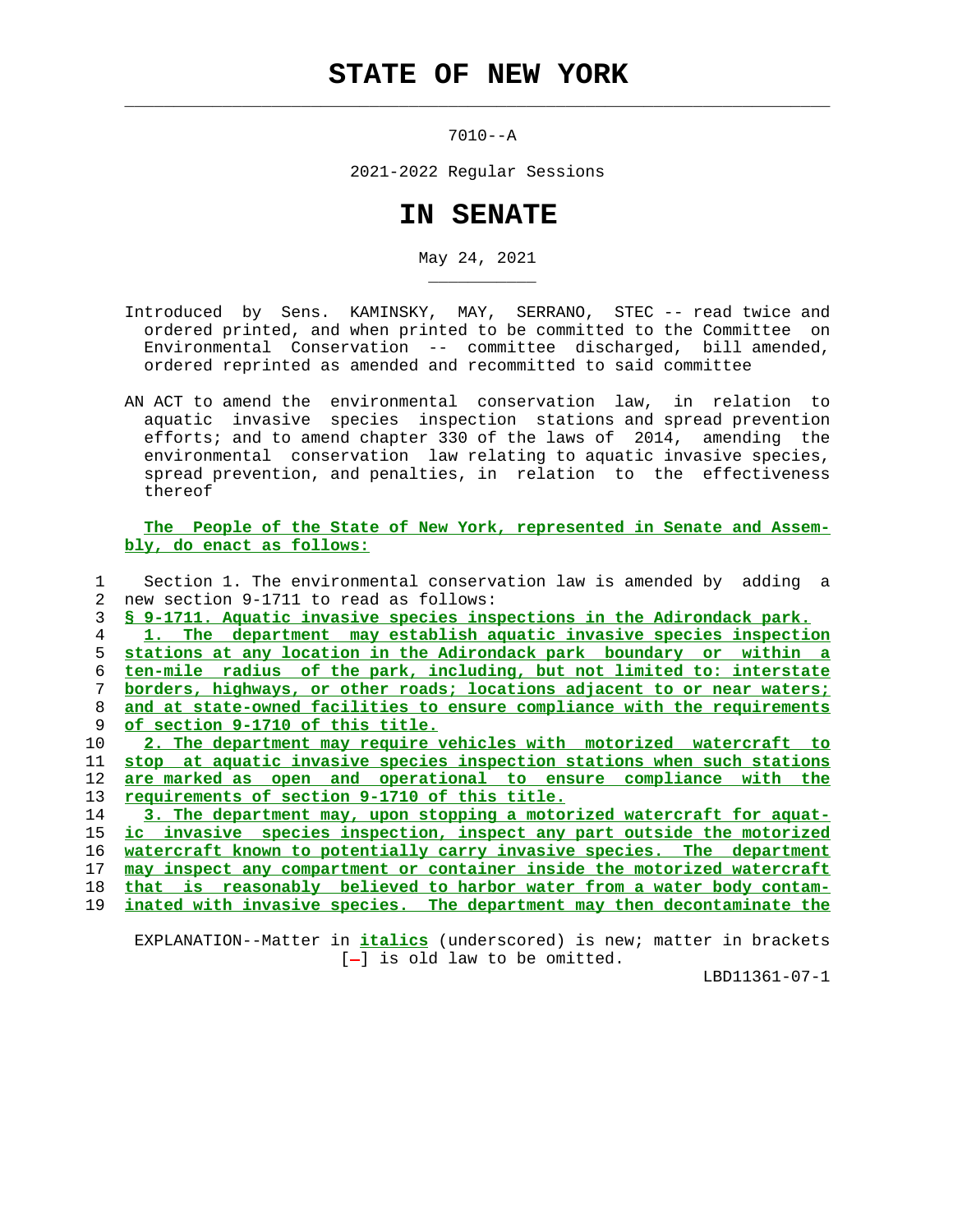# STATE OF NEW YORK

7010--A

2021-2022 Regular Sessions

# IN SENATE

May 24, 2021

Introduced by Sens. KAMINSKY, MAY, SERRANO, STEC -- read twice and ordered printed, and when printed to be committed to the Committee on Environmental Conservation -- committee discharged, bill amended, ordered reprinted as amended and recommitted to said committee

AN ACT to amend the environmental conservation law, in relation to aquatic invasive species inspection stations and spread prevention efforts; and to amend chapter 330 of the laws of 2014, amending the environmental conservation law relating to aquatic invasive species, spread prevention, and penalties, in relation to the effectiveness thereof

**The People of the State of New York, represented in Senate and Assembly, do enact as follows:**

1 Section 1. The environmental conservation law is amended by adding a
2 new section 9-1711 to read as follows:
3 **§ 9-1711. Aquatic invasive species inspections in the Adirondack park.**
4 **1. The department may establish aquatic invasive species inspection**
5 **stations at any location in the Adirondack park boundary or within a**
6 **ten-mile radius of the park, including, but not limited to: interstate**
7 **borders, highways, or other roads; locations adjacent to or near waters;**
8 **and at state-owned facilities to ensure compliance with the requirements**
9 **of section 9-1710 of this title.**
10 **2. The department may require vehicles with motorized watercraft to**
11 **stop at aquatic invasive species inspection stations when such stations**
12 **are marked as open and operational to ensure compliance with the**
13 **requirements of section 9-1710 of this title.**
14 **3. The department may, upon stopping a motorized watercraft for aquat-**
15 **ic invasive species inspection, inspect any part outside the motorized**
16 **watercraft known to potentially carry invasive species. The department**
17 **may inspect any compartment or container inside the motorized watercraft**
18 **that is reasonably believed to harbor water from a water body contam-**
19 **inated with invasive species. The department may then decontaminate the**

EXPLANATION--Matter in ***italics*** (underscored) is new; matter in brackets [-] is old law to be omitted.

LBD11361-07-1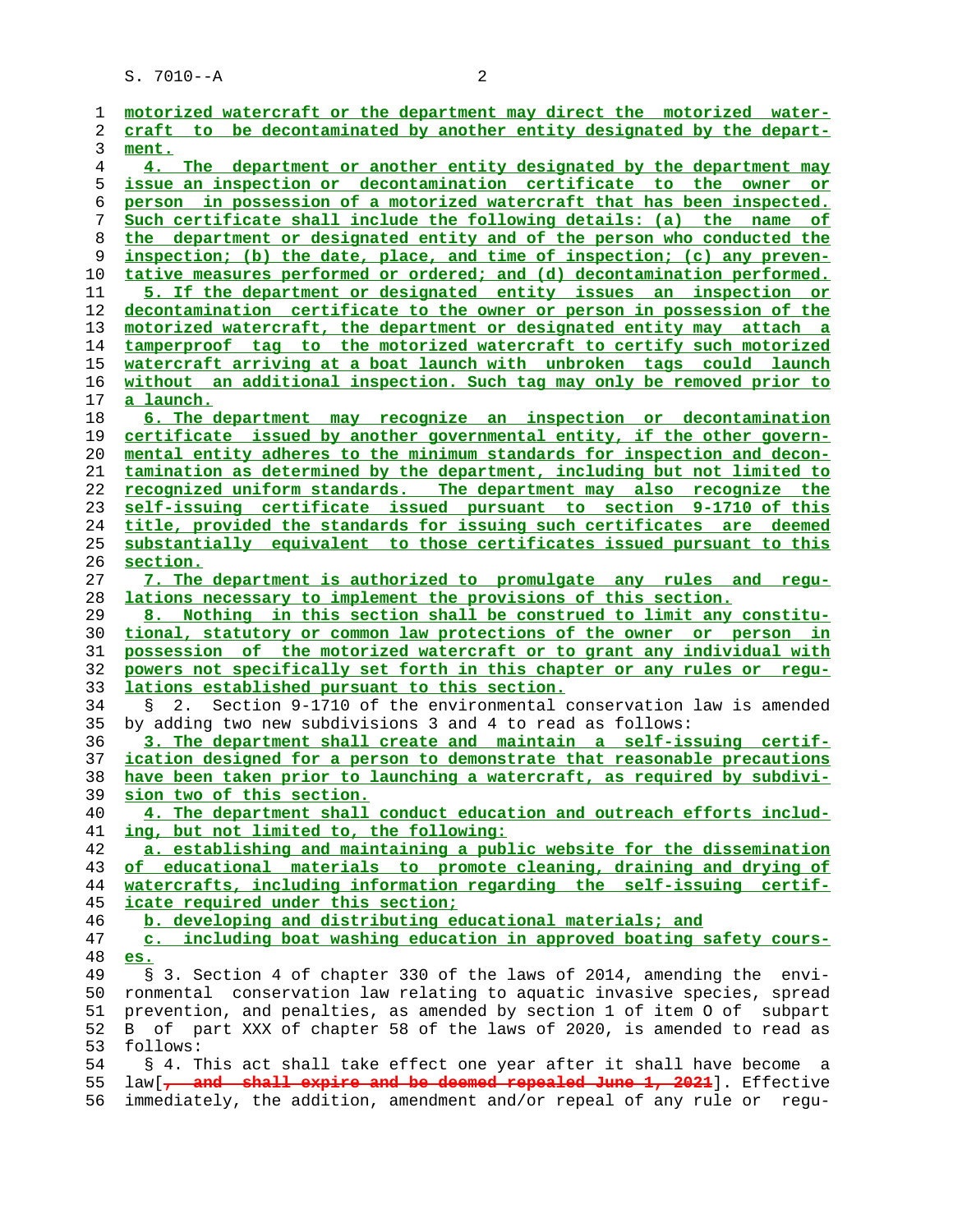motorized watercraft or the department may direct the motorized watercraft to be decontaminated by another entity designated by the department.

4. The department or another entity designated by the department may issue an inspection or decontamination certificate to the owner or person in possession of a motorized watercraft that has been inspected. Such certificate shall include the following details: (a) the name of the department or designated entity and of the person who conducted the inspection; (b) the date, place, and time of inspection; (c) any preventative measures performed or ordered; and (d) decontamination performed.

5. If the department or designated entity issues an inspection or decontamination certificate to the owner or person in possession of the motorized watercraft, the department or designated entity may attach a tamperproof tag to the motorized watercraft to certify such motorized watercraft arriving at a boat launch with unbroken tags could launch without an additional inspection. Such tag may only be removed prior to a launch.

6. The department may recognize an inspection or decontamination certificate issued by another governmental entity, if the other governmental entity adheres to the minimum standards for inspection and decontamination as determined by the department, including but not limited to recognized uniform standards. The department may also recognize the self-issuing certificate issued pursuant to section 9-1710 of this title, provided the standards for issuing such certificates are deemed substantially equivalent to those certificates issued pursuant to this section.

7. The department is authorized to promulgate any rules and regulations necessary to implement the provisions of this section.

8. Nothing in this section shall be construed to limit any constitutional, statutory or common law protections of the owner or person in possession of the motorized watercraft or to grant any individual with powers not specifically set forth in this chapter or any rules or regulations established pursuant to this section.

§ 2. Section 9-1710 of the environmental conservation law is amended by adding two new subdivisions 3 and 4 to read as follows:

3. The department shall create and maintain a self-issuing certification designed for a person to demonstrate that reasonable precautions have been taken prior to launching a watercraft, as required by subdivision two of this section.

4. The department shall conduct education and outreach efforts including, but not limited to, the following:

a. establishing and maintaining a public website for the dissemination of educational materials to promote cleaning, draining and drying of watercrafts, including information regarding the self-issuing certificate required under this section;

b. developing and distributing educational materials; and

c. including boat washing education in approved boating safety courses.

§ 3. Section 4 of chapter 330 of the laws of 2014, amending the environmental conservation law relating to aquatic invasive species, spread prevention, and penalties, as amended by section 1 of item O of subpart B of part XXX of chapter 58 of the laws of 2020, is amended to read as follows:

§ 4. This act shall take effect one year after it shall have become a law[~~, and shall expire and be deemed repealed June 1, 2021~~]. Effective immediately, the addition, amendment and/or repeal of any rule or regu-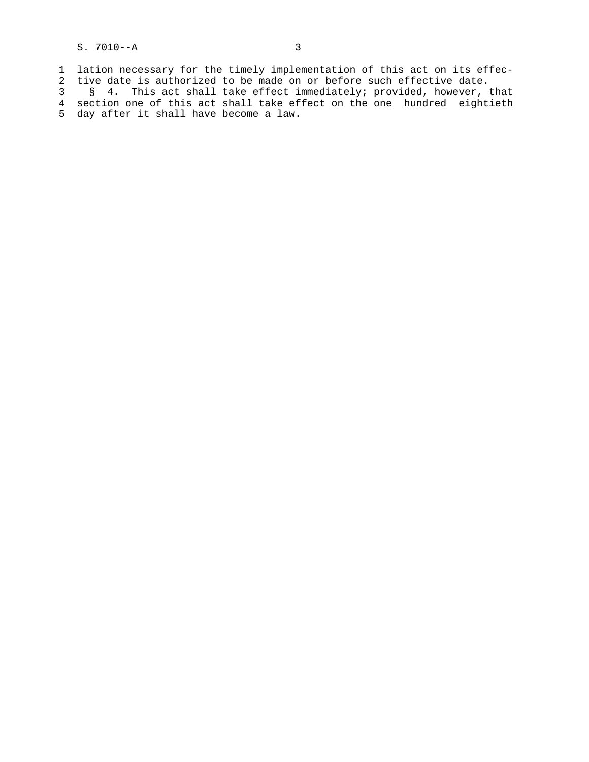lation necessary for the timely implementation of this act on its effective date is authorized to be made on or before such effective date.

§ 4. This act shall take effect immediately; provided, however, that section one of this act shall take effect on the one hundred eightieth day after it shall have become a law.